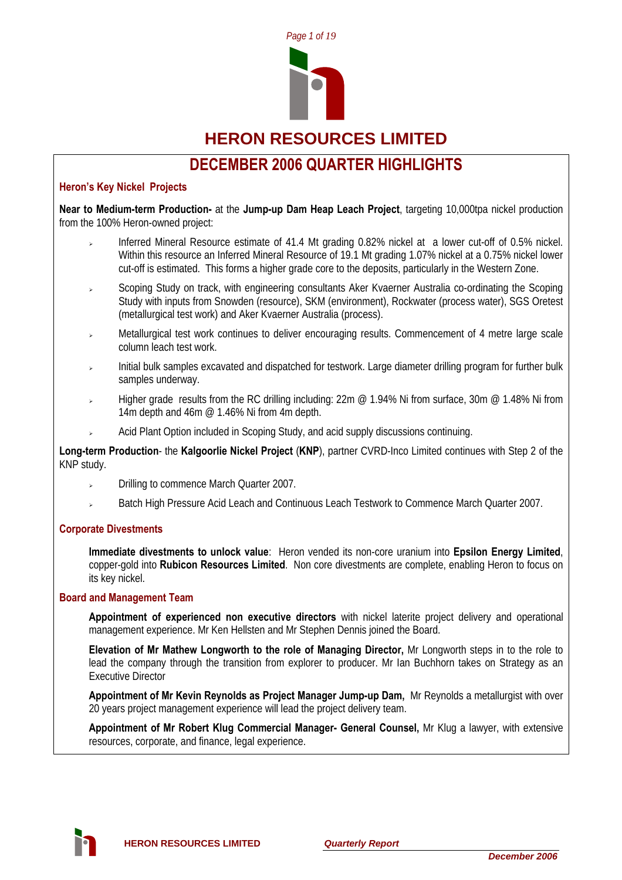# HERON RESOURCES LIMITED

## DECEMBER 2006 QUARTER HIGHLIGHTS

### Heron's Key Nickel Projects

**Near to Medium-term Production-** at the **Jump-up Dam Heap Leach Project**, targeting 10,000tpa nickel production from the 100% Heron-owned project:

- Inferred Mineral Resource estimate of 41.4 Mt grading 0.82% nickel at a lower cut-off of 0.5% nickel. Within this resource an Inferred Mineral Resource of 19.1 Mt grading 1.07% nickel at a 0.75% nickel lower cut-off is estimated. This forms a higher grade core to the deposits, particularly in the Western Zone.
- Scoping Study on track, with engineering consultants Aker Kvaerner Australia co-ordinating the Scoping Study with inputs from Snowden (resource), SKM (environment), Rockwater (process water), SGS Oretest (metallurgical test work) and Aker Kvaerner Australia (process).
- Metallurgical test work continues to deliver encouraging results. Commencement of 4 metre large scale column leach test work.
- Initial bulk samples excavated and dispatched for testwork. Large diameter drilling program for further bulk samples underway.
- Higher grade results from the RC drilling including: 22m @ 1.94% Ni from surface, 30m @ 1.48% Ni from 14m depth and 46m @ 1.46% Ni from 4m depth.
- Acid Plant Option included in Scoping Study, and acid supply discussions continuing.

**Long-term Production**- the **Kalgoorlie Nickel Project** (**KNP**), partner CVRD-Inco Limited continues with Step 2 of the KNP study.

- Drilling to commence March Quarter 2007.
- Batch High Pressure Acid Leach and Continuous Leach Testwork to Commence March Quarter 2007.

### Corporate Divestments

**Immediate divestments to unlock value**: Heron vended its non-core uranium into **Epsilon Energy Limited**, copper-gold into **Rubicon Resources Limited**. Non core divestments are complete, enabling Heron to focus on its key nickel.

### Board and Management Team

**Appointment of experienced non executive directors** with nickel laterite project delivery and operational management experience. Mr Ken Hellsten and Mr Stephen Dennis joined the Board.

**Elevation of Mr Mathew Longworth to the role of Managing Director,** Mr Longworth steps in to the role to lead the company through the transition from explorer to producer. Mr Ian Buchhorn takes on Strategy as an Executive Director

**Appointment of Mr Kevin Reynolds as Project Manager Jump-up Dam,** Mr Reynolds a metallurgist with over 20 years project management experience will lead the project delivery team.

**Appointment of Mr Robert Klug Commercial Manager- General Counsel,** Mr Klug a lawyer, with extensive resources, corporate, and finance, legal experience.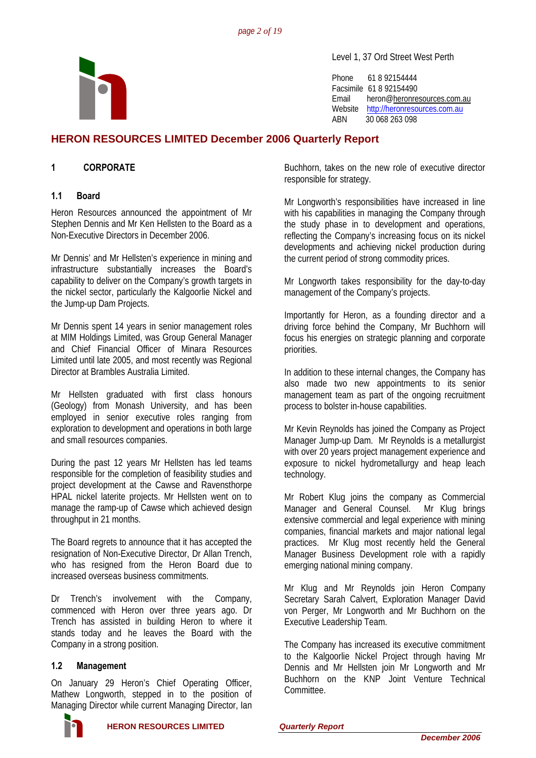Level 1, 37 Ord Street West Perth

Phone 61 8 92154444
Facsimile 61 8 92154490
Email heron@heronresources.com.au
Website http://heronresources.com.au
ABN 30 068 263 098

# HERON RESOURCES LIMITED December 2006 Quarterly Report

## 1 CORPORATE

### 1.1 Board

Heron Resources announced the appointment of Mr Stephen Dennis and Mr Ken Hellsten to the Board as a Non-Executive Directors in December 2006.

Mr Dennis' and Mr Hellsten's experience in mining and infrastructure substantially increases the Board's capability to deliver on the Company's growth targets in the nickel sector, particularly the Kalgoorlie Nickel and the Jump-up Dam Projects.

Mr Dennis spent 14 years in senior management roles at MIM Holdings Limited, was Group General Manager and Chief Financial Officer of Minara Resources Limited until late 2005, and most recently was Regional Director at Brambles Australia Limited.

Mr Hellsten graduated with first class honours (Geology) from Monash University, and has been employed in senior executive roles ranging from exploration to development and operations in both large and small resources companies.

During the past 12 years Mr Hellsten has led teams responsible for the completion of feasibility studies and project development at the Cawse and Ravensthorpe HPAL nickel laterite projects. Mr Hellsten went on to manage the ramp-up of Cawse which achieved design throughput in 21 months.

The Board regrets to announce that it has accepted the resignation of Non-Executive Director, Dr Allan Trench, who has resigned from the Heron Board due to increased overseas business commitments.

Dr Trench's involvement with the Company, commenced with Heron over three years ago. Dr Trench has assisted in building Heron to where it stands today and he leaves the Board with the Company in a strong position.

### 1.2 Management

On January 29 Heron's Chief Operating Officer, Mathew Longworth, stepped in to the position of Managing Director while current Managing Director, Ian Buchhorn, takes on the new role of executive director responsible for strategy.

Mr Longworth's responsibilities have increased in line with his capabilities in managing the Company through the study phase in to development and operations, reflecting the Company's increasing focus on its nickel developments and achieving nickel production during the current period of strong commodity prices.

Mr Longworth takes responsibility for the day-to-day management of the Company's projects.

Importantly for Heron, as a founding director and a driving force behind the Company, Mr Buchhorn will focus his energies on strategic planning and corporate priorities.

In addition to these internal changes, the Company has also made two new appointments to its senior management team as part of the ongoing recruitment process to bolster in-house capabilities.

Mr Kevin Reynolds has joined the Company as Project Manager Jump-up Dam. Mr Reynolds is a metallurgist with over 20 years project management experience and exposure to nickel hydrometallurgy and heap leach technology.

Mr Robert Klug joins the company as Commercial Manager and General Counsel. Mr Klug brings extensive commercial and legal experience with mining companies, financial markets and major national legal practices. Mr Klug most recently held the General Manager Business Development role with a rapidly emerging national mining company.

Mr Klug and Mr Reynolds join Heron Company Secretary Sarah Calvert, Exploration Manager David von Perger, Mr Longworth and Mr Buchhorn on the Executive Leadership Team.

The Company has increased its executive commitment to the Kalgoorlie Nickel Project through having Mr Dennis and Mr Hellsten join Mr Longworth and Mr Buchhorn on the KNP Joint Venture Technical Committee.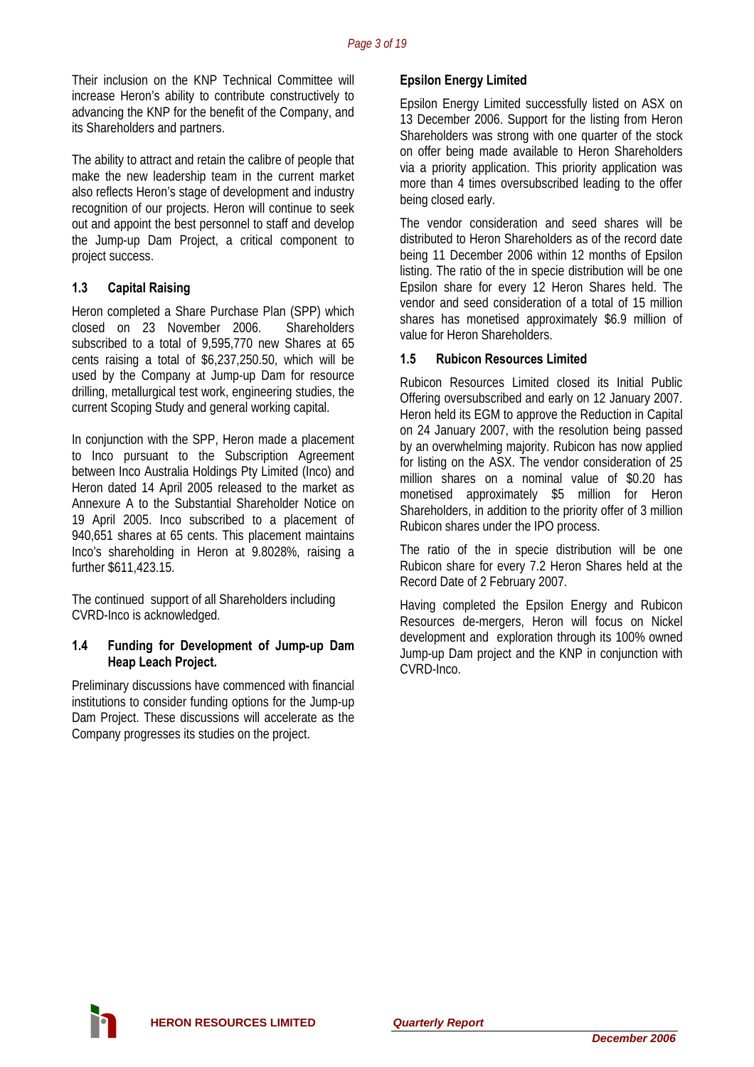Their inclusion on the KNP Technical Committee will increase Heron's ability to contribute constructively to advancing the KNP for the benefit of the Company, and its Shareholders and partners.

The ability to attract and retain the calibre of people that make the new leadership team in the current market also reflects Heron's stage of development and industry recognition of our projects. Heron will continue to seek out and appoint the best personnel to staff and develop the Jump-up Dam Project, a critical component to project success.

### 1.3 Capital Raising

Heron completed a Share Purchase Plan (SPP) which closed on 23 November 2006. Shareholders subscribed to a total of 9,595,770 new Shares at 65 cents raising a total of $6,237,250.50, which will be used by the Company at Jump-up Dam for resource drilling, metallurgical test work, engineering studies, the current Scoping Study and general working capital.

In conjunction with the SPP, Heron made a placement to Inco pursuant to the Subscription Agreement between Inco Australia Holdings Pty Limited (Inco) and Heron dated 14 April 2005 released to the market as Annexure A to the Substantial Shareholder Notice on 19 April 2005. Inco subscribed to a placement of 940,651 shares at 65 cents. This placement maintains Inco's shareholding in Heron at 9.8028%, raising a further $611,423.15.

The continued support of all Shareholders including CVRD-Inco is acknowledged.

### 1.4 Funding for Development of Jump-up Dam Heap Leach Project.

Preliminary discussions have commenced with financial institutions to consider funding options for the Jump-up Dam Project. These discussions will accelerate as the Company progresses its studies on the project.

#### Epsilon Energy Limited

Epsilon Energy Limited successfully listed on ASX on 13 December 2006. Support for the listing from Heron Shareholders was strong with one quarter of the stock on offer being made available to Heron Shareholders via a priority application. This priority application was more than 4 times oversubscribed leading to the offer being closed early.

The vendor consideration and seed shares will be distributed to Heron Shareholders as of the record date being 11 December 2006 within 12 months of Epsilon listing. The ratio of the in specie distribution will be one Epsilon share for every 12 Heron Shares held. The vendor and seed consideration of a total of 15 million shares has monetised approximately $6.9 million of value for Heron Shareholders.

### 1.5 Rubicon Resources Limited

Rubicon Resources Limited closed its Initial Public Offering oversubscribed and early on 12 January 2007. Heron held its EGM to approve the Reduction in Capital on 24 January 2007, with the resolution being passed by an overwhelming majority. Rubicon has now applied for listing on the ASX. The vendor consideration of 25 million shares on a nominal value of $0.20 has monetised approximately $5 million for Heron Shareholders, in addition to the priority offer of 3 million Rubicon shares under the IPO process.

The ratio of the in specie distribution will be one Rubicon share for every 7.2 Heron Shares held at the Record Date of 2 February 2007.

Having completed the Epsilon Energy and Rubicon Resources de-mergers, Heron will focus on Nickel development and exploration through its 100% owned Jump-up Dam project and the KNP in conjunction with CVRD-Inco.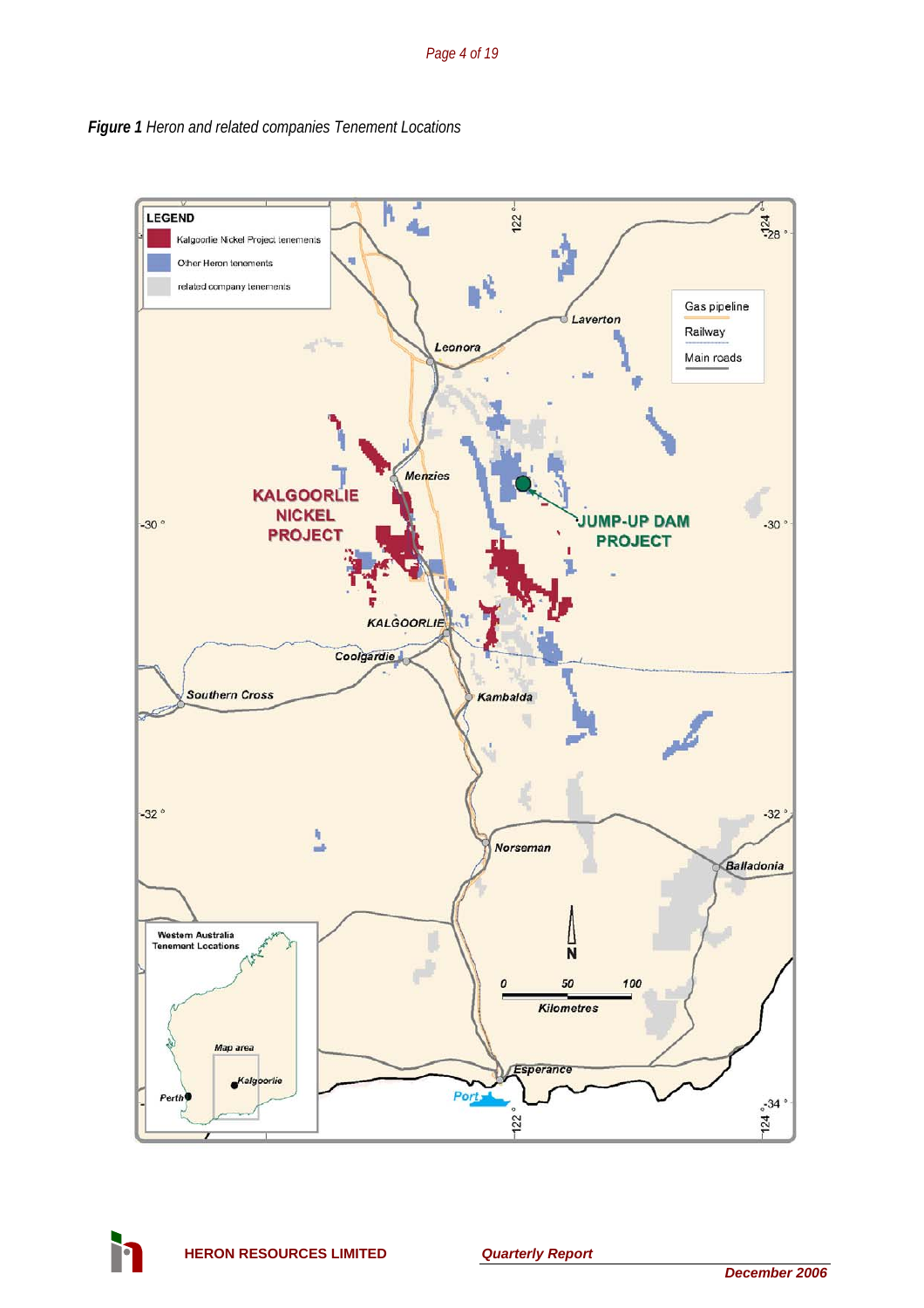***Figure 1*** *Heron and related companies Tenement Locations*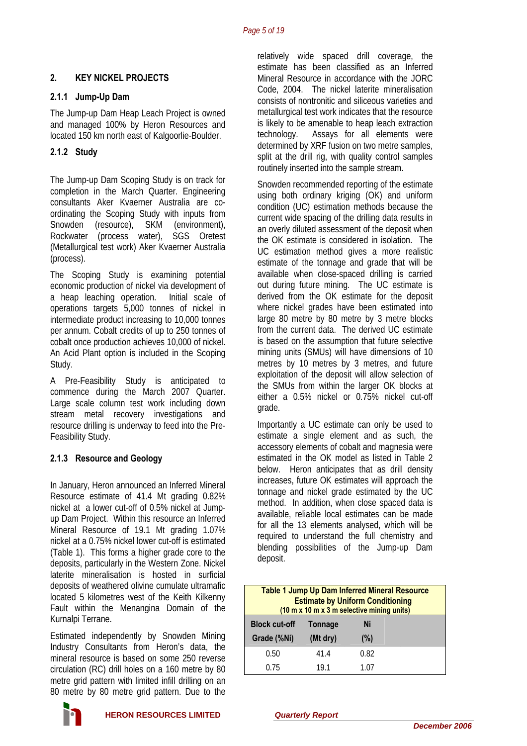## 2. KEY NICKEL PROJECTS

### 2.1.1 Jump-Up Dam

The Jump-up Dam Heap Leach Project is owned and managed 100% by Heron Resources and located 150 km north east of Kalgoorlie-Boulder.

### 2.1.2 Study

The Jump-up Dam Scoping Study is on track for completion in the March Quarter. Engineering consultants Aker Kvaerner Australia are co-ordinating the Scoping Study with inputs from Snowden (resource), SKM (environment), Rockwater (process water), SGS Oretest (Metallurgical test work) Aker Kvaerner Australia (process).

The Scoping Study is examining potential economic production of nickel via development of a heap leaching operation. Initial scale of operations targets 5,000 tonnes of nickel in intermediate product increasing to 10,000 tonnes per annum. Cobalt credits of up to 250 tonnes of cobalt once production achieves 10,000 of nickel. An Acid Plant option is included in the Scoping Study.

A Pre-Feasibility Study is anticipated to commence during the March 2007 Quarter. Large scale column test work including down stream metal recovery investigations and resource drilling is underway to feed into the Pre-Feasibility Study.

### 2.1.3 Resource and Geology

In January, Heron announced an Inferred Mineral Resource estimate of 41.4 Mt grading 0.82% nickel at a lower cut-off of 0.5% nickel at Jump-up Dam Project. Within this resource an Inferred Mineral Resource of 19.1 Mt grading 1.07% nickel at a 0.75% nickel lower cut-off is estimated (Table 1). This forms a higher grade core to the deposits, particularly in the Western Zone. Nickel laterite mineralisation is hosted in surficial deposits of weathered olivine cumulate ultramafic located 5 kilometres west of the Keith Kilkenny Fault within the Menangina Domain of the Kurnalpi Terrane.

Estimated independently by Snowden Mining Industry Consultants from Heron's data, the mineral resource is based on some 250 reverse circulation (RC) drill holes on a 160 metre by 80 metre grid pattern with limited infill drilling on an 80 metre by 80 metre grid pattern. Due to the relatively wide spaced drill coverage, the estimate has been classified as an Inferred Mineral Resource in accordance with the JORC Code, 2004. The nickel laterite mineralisation consists of nontronitic and siliceous varieties and metallurgical test work indicates that the resource is likely to be amenable to heap leach extraction technology. Assays for all elements were determined by XRF fusion on two metre samples, split at the drill rig, with quality control samples routinely inserted into the sample stream.

Snowden recommended reporting of the estimate using both ordinary kriging (OK) and uniform condition (UC) estimation methods because the current wide spacing of the drilling data results in an overly diluted assessment of the deposit when the OK estimate is considered in isolation. The UC estimation method gives a more realistic estimate of the tonnage and grade that will be available when close-spaced drilling is carried out during future mining. The UC estimate is derived from the OK estimate for the deposit where nickel grades have been estimated into large 80 metre by 80 metre by 3 metre blocks from the current data. The derived UC estimate is based on the assumption that future selective mining units (SMUs) will have dimensions of 10 metres by 10 metres by 3 metres, and future exploitation of the deposit will allow selection of the SMUs from within the larger OK blocks at either a 0.5% nickel or 0.75% nickel cut-off grade.

Importantly a UC estimate can only be used to estimate a single element and as such, the accessory elements of cobalt and magnesia were estimated in the OK model as listed in Table 2 below. Heron anticipates that as drill density increases, future OK estimates will approach the tonnage and nickel grade estimated by the UC method. In addition, when close spaced data is available, reliable local estimates can be made for all the 13 elements analysed, which will be required to understand the full chemistry and blending possibilities of the Jump-up Dam deposit.

**Table 1 Jump Up Dam Inferred Mineral Resource Estimate by Uniform Conditioning (10 m x 10 m x 3 m selective mining units)**

| Block cut-off Grade (%Ni) | Tonnage (Mt dry) | Ni (%) |
|---|---|---|
| 0.50 | 41.4 | 0.82 |
| 0.75 | 19.1 | 1.07 |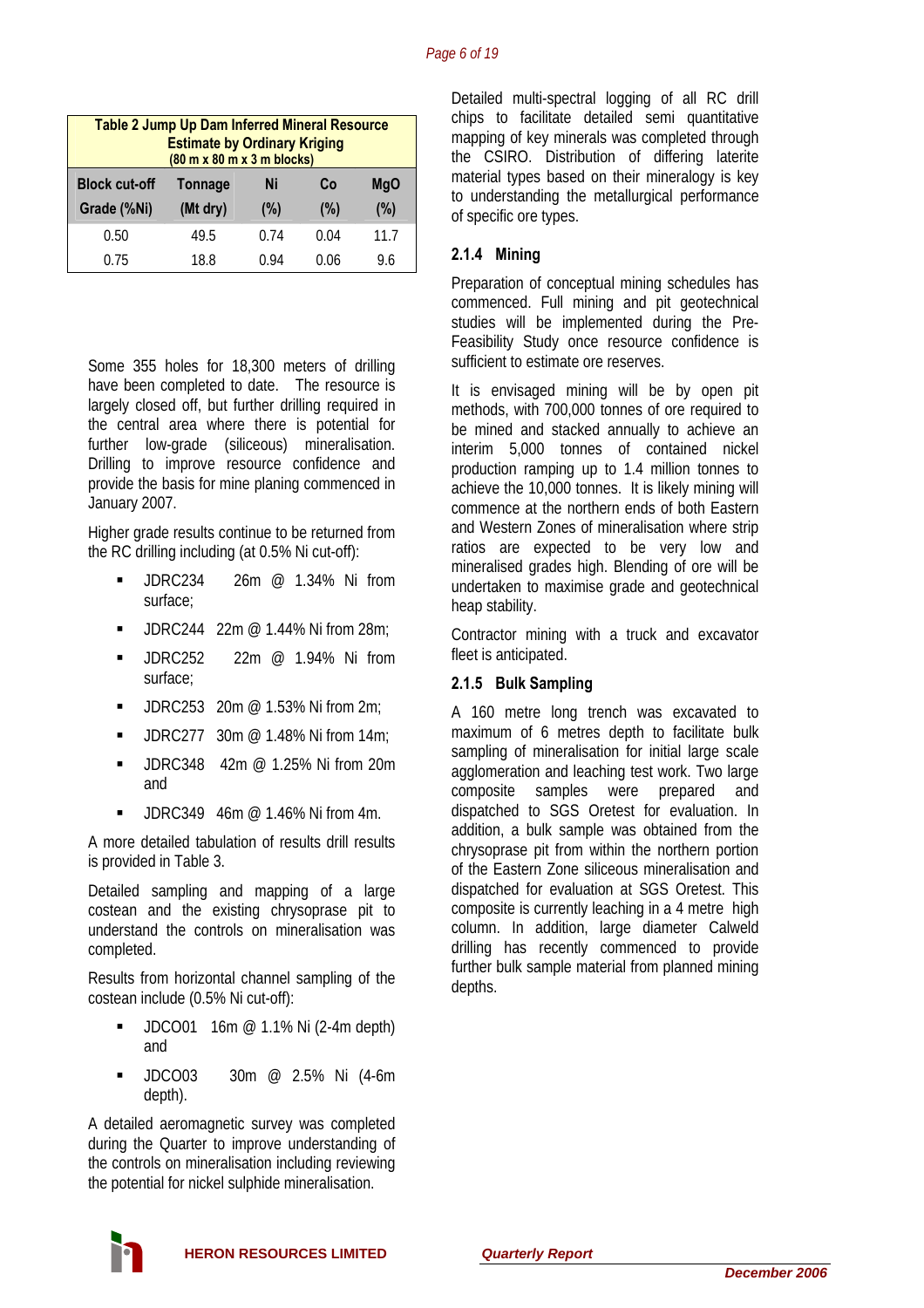**Table 2 Jump Up Dam Inferred Mineral Resource Estimate by Ordinary Kriging**
**(80 m x 80 m x 3 m blocks)**

| Block cut-off Grade (%Ni) | Tonnage (Mt dry) | Ni (%) | Co (%) | MgO (%) |
|---|---|---|---|---|
| 0.50 | 49.5 | 0.74 | 0.04 | 11.7 |
| 0.75 | 18.8 | 0.94 | 0.06 | 9.6 |

Some 355 holes for 18,300 meters of drilling have been completed to date. The resource is largely closed off, but further drilling required in the central area where there is potential for further low-grade (siliceous) mineralisation. Drilling to improve resource confidence and provide the basis for mine planing commenced in January 2007.

Higher grade results continue to be returned from the RC drilling including (at 0.5% Ni cut-off):

- JDRC234 26m @ 1.34% Ni from surface;
- JDRC244 22m @ 1.44% Ni from 28m;
- JDRC252 22m @ 1.94% Ni from surface;
- JDRC253 20m @ 1.53% Ni from 2m;
- JDRC277 30m @ 1.48% Ni from 14m;
- JDRC348 42m @ 1.25% Ni from 20m and
- JDRC349 46m @ 1.46% Ni from 4m.

A more detailed tabulation of results drill results is provided in Table 3.

Detailed sampling and mapping of a large costean and the existing chrysoprase pit to understand the controls on mineralisation was completed.

Results from horizontal channel sampling of the costean include (0.5% Ni cut-off):

- JDCO01 16m @ 1.1% Ni (2-4m depth) and
- JDCO03 30m @ 2.5% Ni (4-6m depth).

A detailed aeromagnetic survey was completed during the Quarter to improve understanding of the controls on mineralisation including reviewing the potential for nickel sulphide mineralisation.

Detailed multi-spectral logging of all RC drill chips to facilitate detailed semi quantitative mapping of key minerals was completed through the CSIRO. Distribution of differing laterite material types based on their mineralogy is key to understanding the metallurgical performance of specific ore types.

### 2.1.4 Mining

Preparation of conceptual mining schedules has commenced. Full mining and pit geotechnical studies will be implemented during the Pre-Feasibility Study once resource confidence is sufficient to estimate ore reserves.

It is envisaged mining will be by open pit methods, with 700,000 tonnes of ore required to be mined and stacked annually to achieve an interim 5,000 tonnes of contained nickel production ramping up to 1.4 million tonnes to achieve the 10,000 tonnes. It is likely mining will commence at the northern ends of both Eastern and Western Zones of mineralisation where strip ratios are expected to be very low and mineralised grades high. Blending of ore will be undertaken to maximise grade and geotechnical heap stability.

Contractor mining with a truck and excavator fleet is anticipated.

### 2.1.5 Bulk Sampling

A 160 metre long trench was excavated to maximum of 6 metres depth to facilitate bulk sampling of mineralisation for initial large scale agglomeration and leaching test work. Two large composite samples were prepared and dispatched to SGS Oretest for evaluation. In addition, a bulk sample was obtained from the chrysoprase pit from within the northern portion of the Eastern Zone siliceous mineralisation and dispatched for evaluation at SGS Oretest. This composite is currently leaching in a 4 metre high column. In addition, large diameter Calweld drilling has recently commenced to provide further bulk sample material from planned mining depths.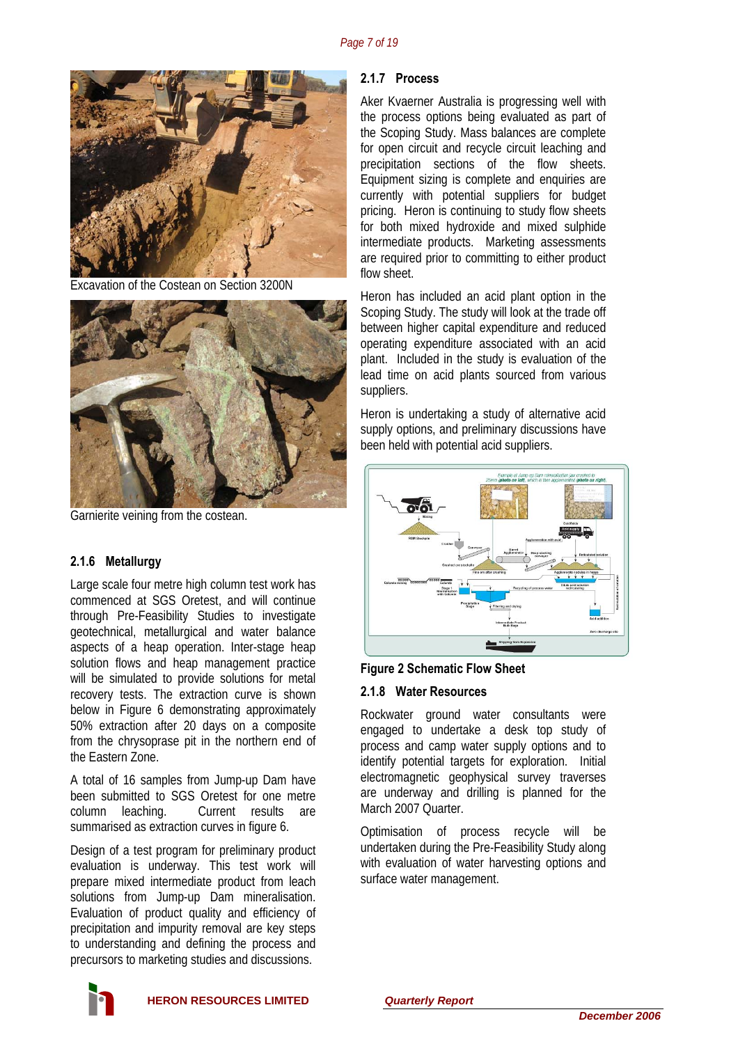Excavation of the Costean on Section 3200N

Garnierite veining from the costean.

### 2.1.6 Metallurgy

Large scale four metre high column test work has commenced at SGS Oretest, and will continue through Pre-Feasibility Studies to investigate geotechnical, metallurgical and water balance aspects of a heap operation. Inter-stage heap solution flows and heap management practice will be simulated to provide solutions for metal recovery tests. The extraction curve is shown below in Figure 6 demonstrating approximately 50% extraction after 20 days on a composite from the chrysoprase pit in the northern end of the Eastern Zone.

A total of 16 samples from Jump-up Dam have been submitted to SGS Oretest for one metre column leaching. Current results are summarised as extraction curves in figure 6.

Design of a test program for preliminary product evaluation is underway. This test work will prepare mixed intermediate product from leach solutions from Jump-up Dam mineralisation. Evaluation of product quality and efficiency of precipitation and impurity removal are key steps to understanding and defining the process and precursors to marketing studies and discussions.

### 2.1.7 Process

Aker Kvaerner Australia is progressing well with the process options being evaluated as part of the Scoping Study. Mass balances are complete for open circuit and recycle circuit leaching and precipitation sections of the flow sheets. Equipment sizing is complete and enquiries are currently with potential suppliers for budget pricing. Heron is continuing to study flow sheets for both mixed hydroxide and mixed sulphide intermediate products. Marketing assessments are required prior to committing to either product flow sheet.

Heron has included an acid plant option in the Scoping Study. The study will look at the trade off between higher capital expenditure and reduced operating expenditure associated with an acid plant. Included in the study is evaluation of the lead time on acid plants sourced from various suppliers.

Heron is undertaking a study of alternative acid supply options, and preliminary discussions have been held with potential acid suppliers.

**Figure 2 Schematic Flow Sheet**

### 2.1.8 Water Resources

Rockwater ground water consultants were engaged to undertake a desk top study of process and camp water supply options and to identify potential targets for exploration. Initial electromagnetic geophysical survey traverses are underway and drilling is planned for the March 2007 Quarter.

Optimisation of process recycle will be undertaken during the Pre-Feasibility Study along with evaluation of water harvesting options and surface water management.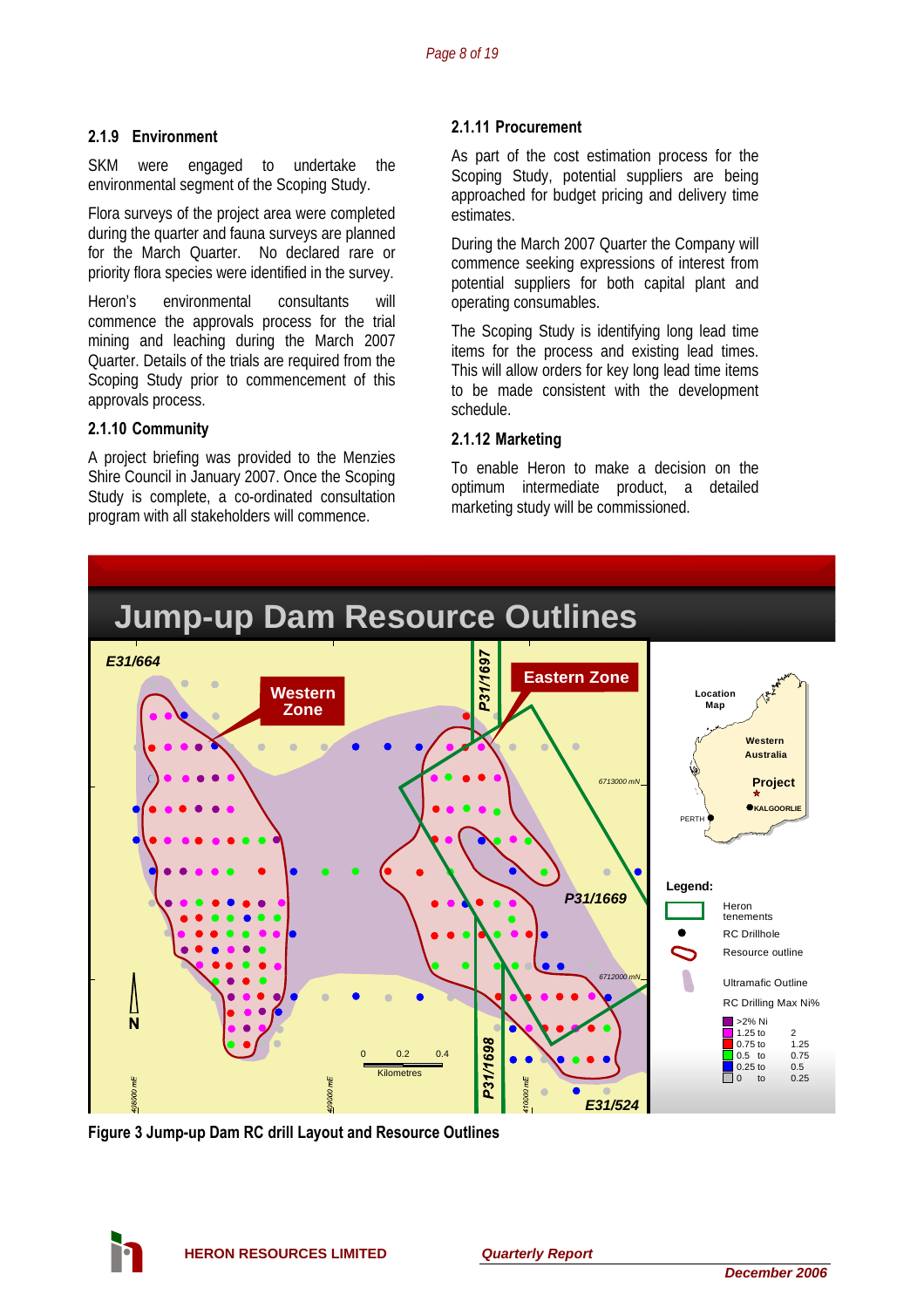### 2.1.9 Environment

SKM were engaged to undertake the environmental segment of the Scoping Study.

Flora surveys of the project area were completed during the quarter and fauna surveys are planned for the March Quarter. No declared rare or priority flora species were identified in the survey.

Heron's environmental consultants will commence the approvals process for the trial mining and leaching during the March 2007 Quarter. Details of the trials are required from the Scoping Study prior to commencement of this approvals process.

### 2.1.10 Community

A project briefing was provided to the Menzies Shire Council in January 2007. Once the Scoping Study is complete, a co-ordinated consultation program with all stakeholders will commence.

### 2.1.11 Procurement

As part of the cost estimation process for the Scoping Study, potential suppliers are being approached for budget pricing and delivery time estimates.

During the March 2007 Quarter the Company will commence seeking expressions of interest from potential suppliers for both capital plant and operating consumables.

The Scoping Study is identifying long lead time items for the process and existing lead times. This will allow orders for key long lead time items to be made consistent with the development schedule.

### 2.1.12 Marketing

To enable Heron to make a decision on the optimum intermediate product, a detailed marketing study will be commissioned.

**Figure 3 Jump-up Dam RC drill Layout and Resource Outlines**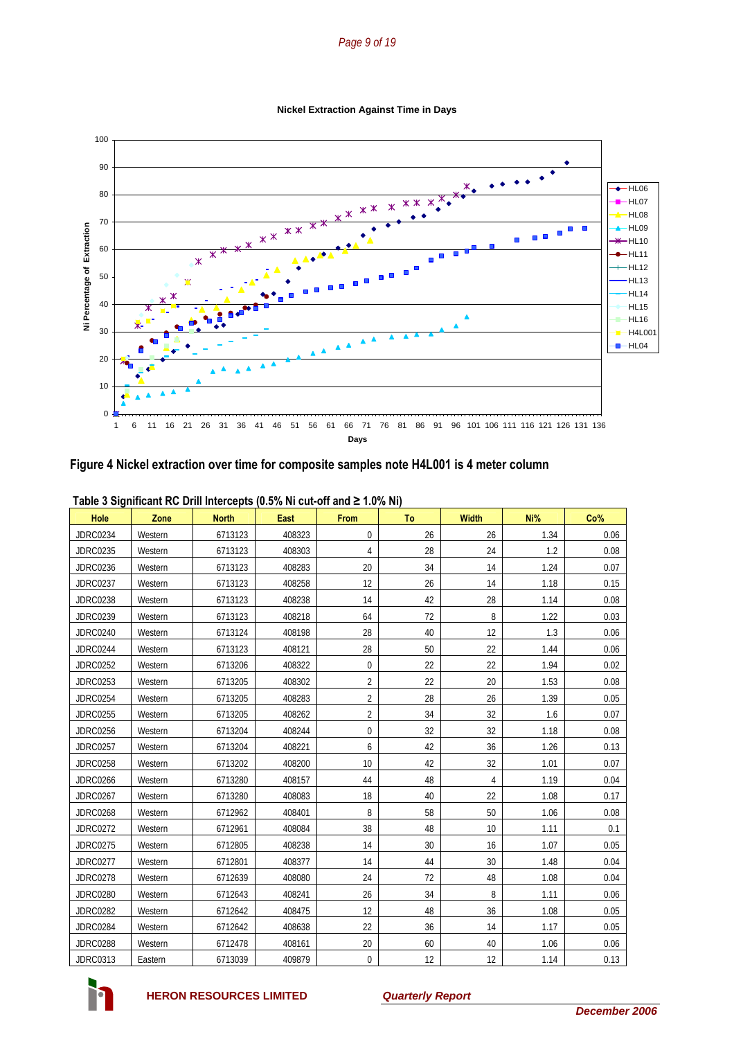**Nickel Extraction Against Time in Days**

**Figure 4 Nickel extraction over time for composite samples note H4L001 is 4 meter column**

**Table 3 Significant RC Drill Intercepts (0.5% Ni cut-off and ≥ 1.0% Ni)**

| Hole | Zone | North | East | From | To | Width | Ni% | Co% |
|---|---|---|---|---|---|---|---|---|
| JDRC0234 | Western | 6713123 | 408323 | 0 | 26 | 26 | 1.34 | 0.06 |
| JDRC0235 | Western | 6713123 | 408303 | 4 | 28 | 24 | 1.2 | 0.08 |
| JDRC0236 | Western | 6713123 | 408283 | 20 | 34 | 14 | 1.24 | 0.07 |
| JDRC0237 | Western | 6713123 | 408258 | 12 | 26 | 14 | 1.18 | 0.15 |
| JDRC0238 | Western | 6713123 | 408238 | 14 | 42 | 28 | 1.14 | 0.08 |
| JDRC0239 | Western | 6713123 | 408218 | 64 | 72 | 8 | 1.22 | 0.03 |
| JDRC0240 | Western | 6713124 | 408198 | 28 | 40 | 12 | 1.3 | 0.06 |
| JDRC0244 | Western | 6713123 | 408121 | 28 | 50 | 22 | 1.44 | 0.06 |
| JDRC0252 | Western | 6713206 | 408322 | 0 | 22 | 22 | 1.94 | 0.02 |
| JDRC0253 | Western | 6713205 | 408302 | 2 | 22 | 20 | 1.53 | 0.08 |
| JDRC0254 | Western | 6713205 | 408283 | 2 | 28 | 26 | 1.39 | 0.05 |
| JDRC0255 | Western | 6713205 | 408262 | 2 | 34 | 32 | 1.6 | 0.07 |
| JDRC0256 | Western | 6713204 | 408244 | 0 | 32 | 32 | 1.18 | 0.08 |
| JDRC0257 | Western | 6713204 | 408221 | 6 | 42 | 36 | 1.26 | 0.13 |
| JDRC0258 | Western | 6713202 | 408200 | 10 | 42 | 32 | 1.01 | 0.07 |
| JDRC0266 | Western | 6713280 | 408157 | 44 | 48 | 4 | 1.19 | 0.04 |
| JDRC0267 | Western | 6713280 | 408083 | 18 | 40 | 22 | 1.08 | 0.17 |
| JDRC0268 | Western | 6712962 | 408401 | 8 | 58 | 50 | 1.06 | 0.08 |
| JDRC0272 | Western | 6712961 | 408084 | 38 | 48 | 10 | 1.11 | 0.1 |
| JDRC0275 | Western | 6712805 | 408238 | 14 | 30 | 16 | 1.07 | 0.05 |
| JDRC0277 | Western | 6712801 | 408377 | 14 | 44 | 30 | 1.48 | 0.04 |
| JDRC0278 | Western | 6712639 | 408080 | 24 | 72 | 48 | 1.08 | 0.04 |
| JDRC0280 | Western | 6712643 | 408241 | 26 | 34 | 8 | 1.11 | 0.06 |
| JDRC0282 | Western | 6712642 | 408475 | 12 | 48 | 36 | 1.08 | 0.05 |
| JDRC0284 | Western | 6712642 | 408638 | 22 | 36 | 14 | 1.17 | 0.05 |
| JDRC0288 | Western | 6712478 | 408161 | 20 | 60 | 40 | 1.06 | 0.06 |
| JDRC0313 | Eastern | 6713039 | 409879 | 0 | 12 | 12 | 1.14 | 0.13 |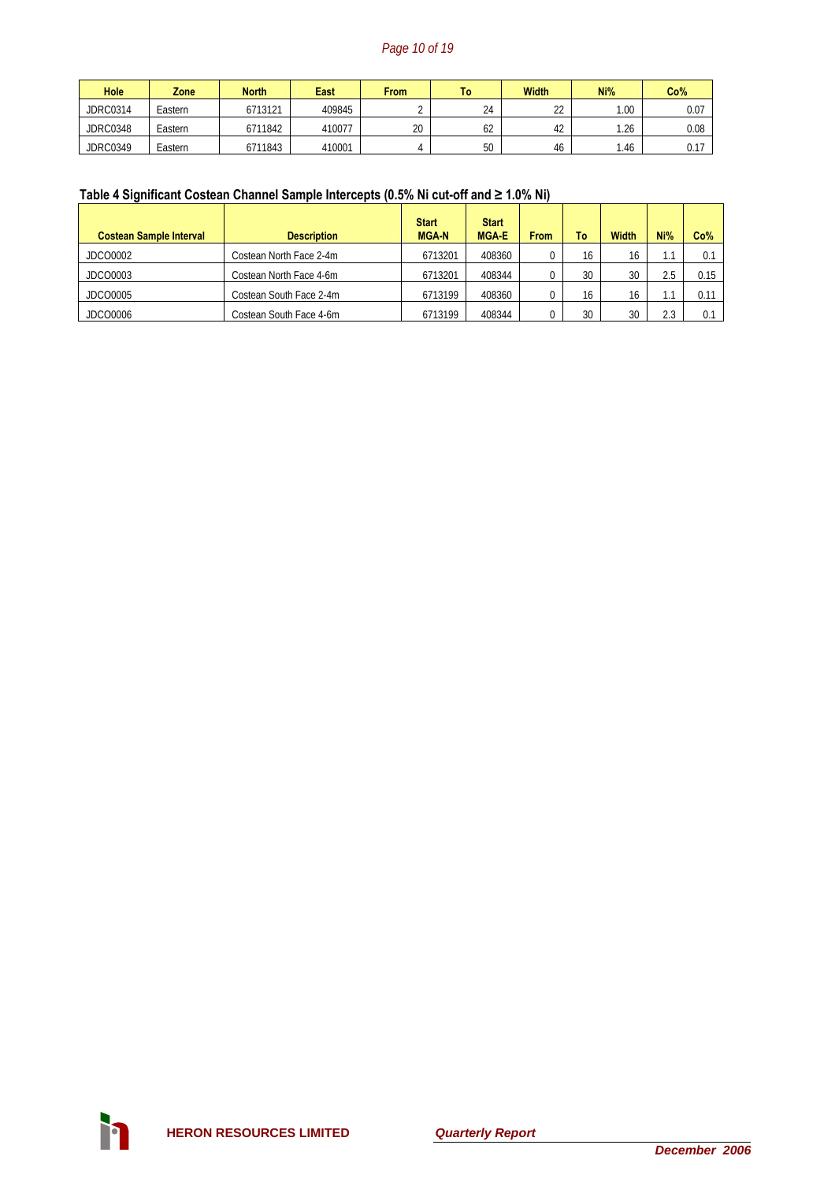| Hole | Zone | North | East | From | To | Width | Ni% | Co% |
|---|---|---|---|---|---|---|---|---|
| JDRC0314 | Eastern | 6713121 | 409845 | 2 | 24 | 22 | 1.00 | 0.07 |
| JDRC0348 | Eastern | 6711842 | 410077 | 20 | 62 | 42 | 1.26 | 0.08 |
| JDRC0349 | Eastern | 6711843 | 410001 | 4 | 50 | 46 | 1.46 | 0.17 |

**Table 4 Significant Costean Channel Sample Intercepts (0.5% Ni cut-off and ≥ 1.0% Ni)**

| Costean Sample Interval | Description | Start MGA-N | Start MGA-E | From | To | Width | Ni% | Co% |
|---|---|---|---|---|---|---|---|---|
| JDCO0002 | Costean North Face 2-4m | 6713201 | 408360 | 0 | 16 | 16 | 1.1 | 0.1 |
| JDCO0003 | Costean North Face 4-6m | 6713201 | 408344 | 0 | 30 | 30 | 2.5 | 0.15 |
| JDCO0005 | Costean South Face 2-4m | 6713199 | 408360 | 0 | 16 | 16 | 1.1 | 0.11 |
| JDCO0006 | Costean South Face 4-6m | 6713199 | 408344 | 0 | 30 | 30 | 2.3 | 0.1 |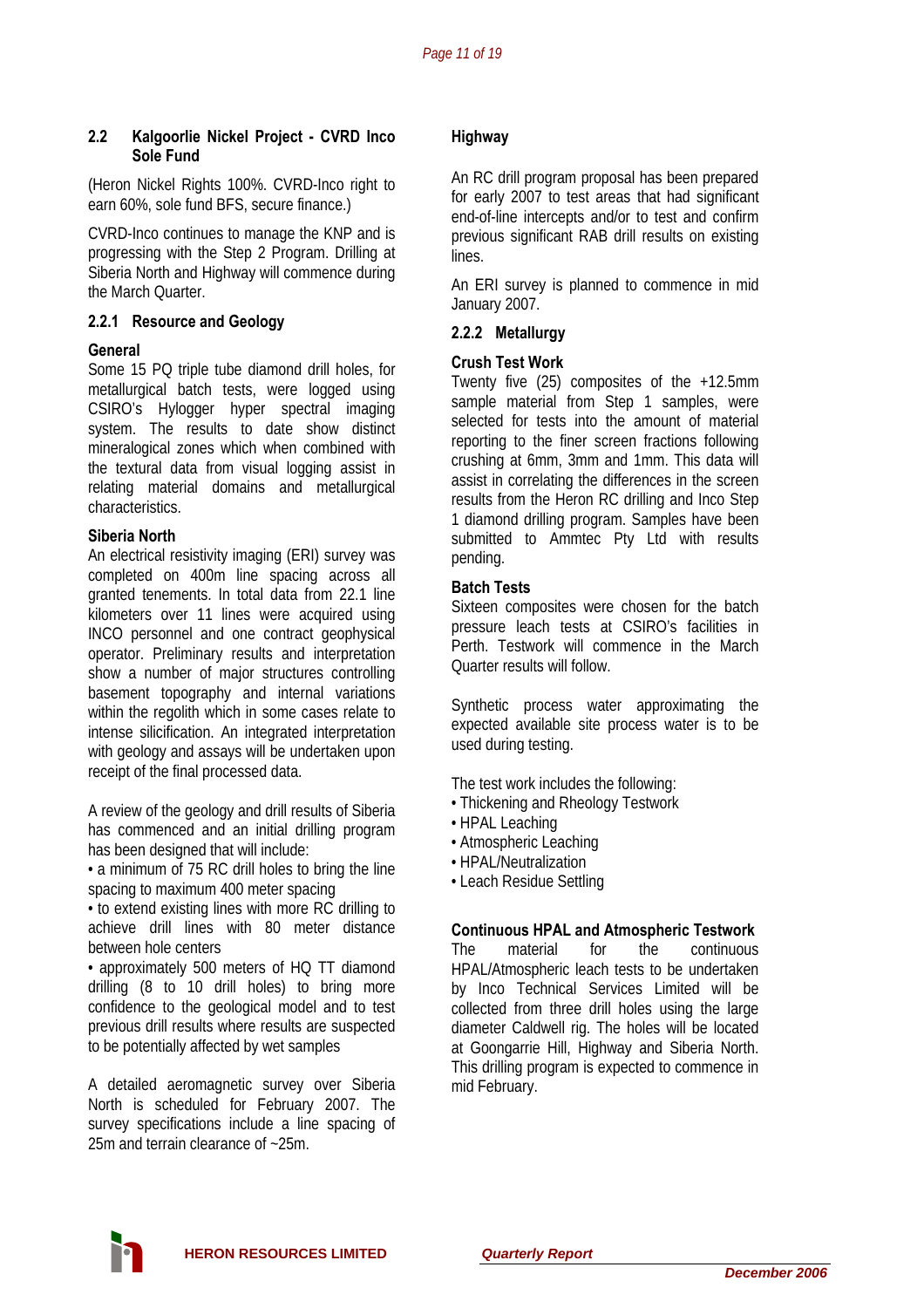## 2.2 Kalgoorlie Nickel Project - CVRD Inco Sole Fund

(Heron Nickel Rights 100%. CVRD-Inco right to earn 60%, sole fund BFS, secure finance.)

CVRD-Inco continues to manage the KNP and is progressing with the Step 2 Program. Drilling at Siberia North and Highway will commence during the March Quarter.

### 2.2.1 Resource and Geology

**General**

Some 15 PQ triple tube diamond drill holes, for metallurgical batch tests, were logged using CSIRO's Hylogger hyper spectral imaging system. The results to date show distinct mineralogical zones which when combined with the textural data from visual logging assist in relating material domains and metallurgical characteristics.

**Siberia North**

An electrical resistivity imaging (ERI) survey was completed on 400m line spacing across all granted tenements. In total data from 22.1 line kilometers over 11 lines were acquired using INCO personnel and one contract geophysical operator. Preliminary results and interpretation show a number of major structures controlling basement topography and internal variations within the regolith which in some cases relate to intense silicification. An integrated interpretation with geology and assays will be undertaken upon receipt of the final processed data.

A review of the geology and drill results of Siberia has commenced and an initial drilling program has been designed that will include:

- a minimum of 75 RC drill holes to bring the line spacing to maximum 400 meter spacing
- to extend existing lines with more RC drilling to achieve drill lines with 80 meter distance between hole centers
- approximately 500 meters of HQ TT diamond drilling (8 to 10 drill holes) to bring more confidence to the geological model and to test previous drill results where results are suspected to be potentially affected by wet samples

A detailed aeromagnetic survey over Siberia North is scheduled for February 2007. The survey specifications include a line spacing of 25m and terrain clearance of ~25m.

**Highway**

An RC drill program proposal has been prepared for early 2007 to test areas that had significant end-of-line intercepts and/or to test and confirm previous significant RAB drill results on existing lines.

An ERI survey is planned to commence in mid January 2007.

### 2.2.2 Metallurgy

**Crush Test Work**

Twenty five (25) composites of the +12.5mm sample material from Step 1 samples, were selected for tests into the amount of material reporting to the finer screen fractions following crushing at 6mm, 3mm and 1mm. This data will assist in correlating the differences in the screen results from the Heron RC drilling and Inco Step 1 diamond drilling program. Samples have been submitted to Ammtec Pty Ltd with results pending.

**Batch Tests**

Sixteen composites were chosen for the batch pressure leach tests at CSIRO's facilities in Perth. Testwork will commence in the March Quarter results will follow.

Synthetic process water approximating the expected available site process water is to be used during testing.

The test work includes the following:

- Thickening and Rheology Testwork
- HPAL Leaching
- Atmospheric Leaching
- HPAL/Neutralization
- Leach Residue Settling

**Continuous HPAL and Atmospheric Testwork**

The material for the continuous HPAL/Atmospheric leach tests to be undertaken by Inco Technical Services Limited will be collected from three drill holes using the large diameter Caldwell rig. The holes will be located at Goongarrie Hill, Highway and Siberia North. This drilling program is expected to commence in mid February.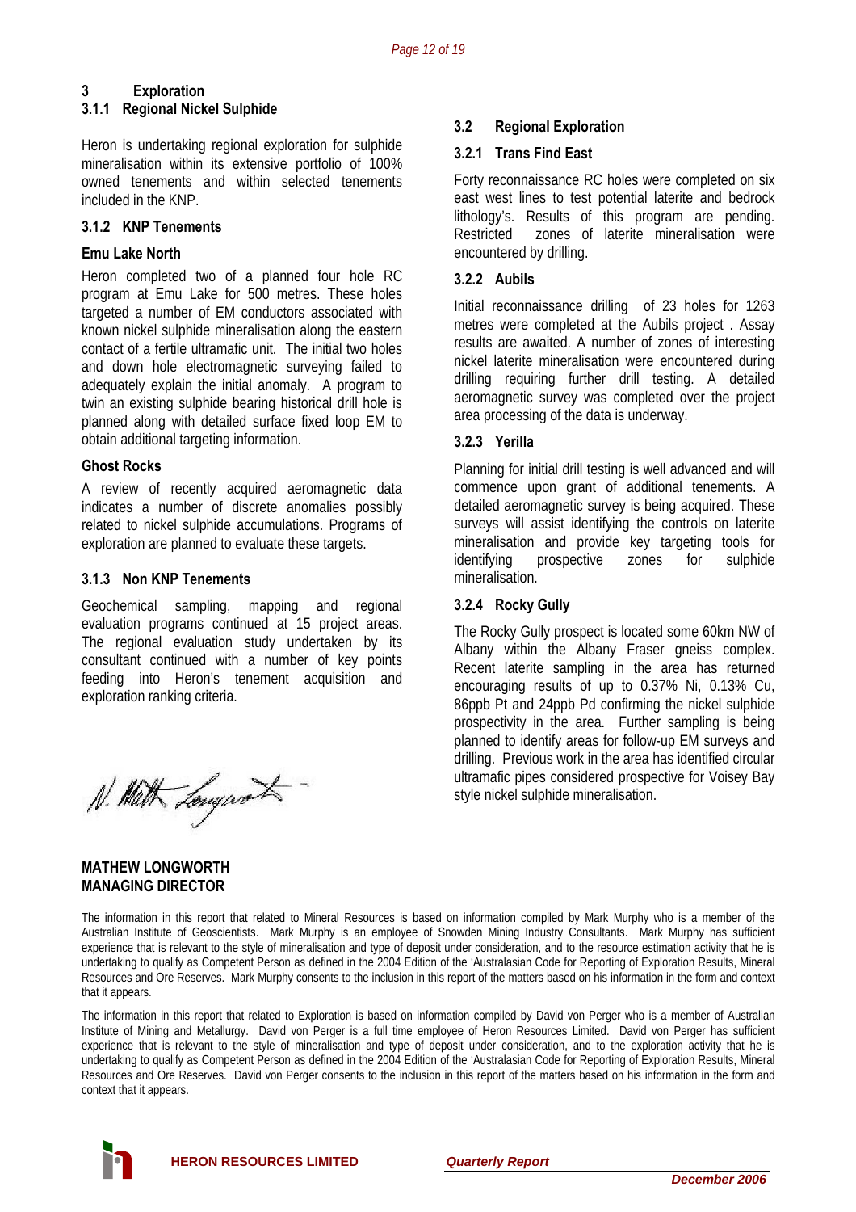# 3 Exploration

### 3.1.1 Regional Nickel Sulphide

Heron is undertaking regional exploration for sulphide mineralisation within its extensive portfolio of 100% owned tenements and within selected tenements included in the KNP.

### 3.1.2 KNP Tenements

**Emu Lake North**

Heron completed two of a planned four hole RC program at Emu Lake for 500 metres. These holes targeted a number of EM conductors associated with known nickel sulphide mineralisation along the eastern contact of a fertile ultramafic unit. The initial two holes and down hole electromagnetic surveying failed to adequately explain the initial anomaly. A program to twin an existing sulphide bearing historical drill hole is planned along with detailed surface fixed loop EM to obtain additional targeting information.

**Ghost Rocks**

A review of recently acquired aeromagnetic data indicates a number of discrete anomalies possibly related to nickel sulphide accumulations. Programs of exploration are planned to evaluate these targets.

### 3.1.3 Non KNP Tenements

Geochemical sampling, mapping and regional evaluation programs continued at 15 project areas. The regional evaluation study undertaken by its consultant continued with a number of key points feeding into Heron's tenement acquisition and exploration ranking criteria.

## 3.2 Regional Exploration

### 3.2.1 Trans Find East

Forty reconnaissance RC holes were completed on six east west lines to test potential laterite and bedrock lithology's. Results of this program are pending. Restricted zones of laterite mineralisation were encountered by drilling.

### 3.2.2 Aubils

Initial reconnaissance drilling of 23 holes for 1263 metres were completed at the Aubils project . Assay results are awaited. A number of zones of interesting nickel laterite mineralisation were encountered during drilling requiring further drill testing. A detailed aeromagnetic survey was completed over the project area processing of the data is underway.

### 3.2.3 Yerilla

Planning for initial drill testing is well advanced and will commence upon grant of additional tenements. A detailed aeromagnetic survey is being acquired. These surveys will assist identifying the controls on laterite mineralisation and provide key targeting tools for identifying prospective zones for sulphide mineralisation.

### 3.2.4 Rocky Gully

The Rocky Gully prospect is located some 60km NW of Albany within the Albany Fraser gneiss complex. Recent laterite sampling in the area has returned encouraging results of up to 0.37% Ni, 0.13% Cu, 86ppb Pt and 24ppb Pd confirming the nickel sulphide prospectivity in the area. Further sampling is being planned to identify areas for follow-up EM surveys and drilling. Previous work in the area has identified circular ultramafic pipes considered prospective for Voisey Bay style nickel sulphide mineralisation.

**MATHEW LONGWORTH**
**MANAGING DIRECTOR**

The information in this report that related to Mineral Resources is based on information compiled by Mark Murphy who is a member of the Australian Institute of Geoscientists. Mark Murphy is an employee of Snowden Mining Industry Consultants. Mark Murphy has sufficient experience that is relevant to the style of mineralisation and type of deposit under consideration, and to the resource estimation activity that he is undertaking to qualify as Competent Person as defined in the 2004 Edition of the 'Australasian Code for Reporting of Exploration Results, Mineral Resources and Ore Reserves. Mark Murphy consents to the inclusion in this report of the matters based on his information in the form and context that it appears.

The information in this report that related to Exploration is based on information compiled by David von Perger who is a member of Australian Institute of Mining and Metallurgy. David von Perger is a full time employee of Heron Resources Limited. David von Perger has sufficient experience that is relevant to the style of mineralisation and type of deposit under consideration, and to the exploration activity that he is undertaking to qualify as Competent Person as defined in the 2004 Edition of the 'Australasian Code for Reporting of Exploration Results, Mineral Resources and Ore Reserves. David von Perger consents to the inclusion in this report of the matters based on his information in the form and context that it appears.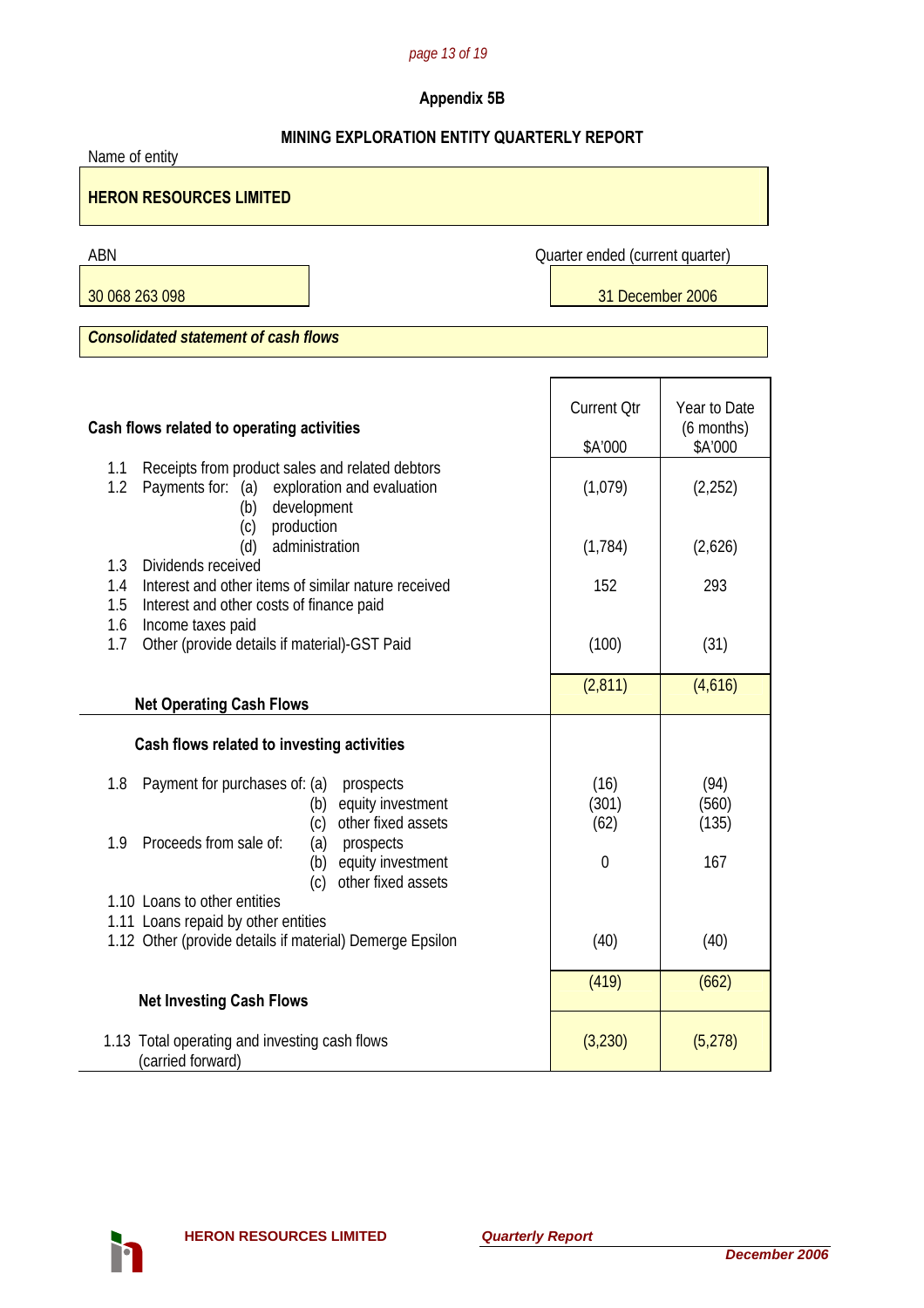**Appendix 5B**

**MINING EXPLORATION ENTITY QUARTERLY REPORT**

Name of entity

**HERON RESOURCES LIMITED**

| ABN | Quarter ended (current quarter) |
|---|---|
| 30 068 263 098 | 31 December 2006 |

***Consolidated statement of cash flows***

| **Cash flows related to operating activities** | Current Qtr $A'000 | Year to Date (6 months) $A'000 |
|---|---|---|
| 1.1 Receipts from product sales and related debtors | | |
| 1.2 Payments for: (a) exploration and evaluation | (1,079) | (2,252) |
| (b) development | | |
| (c) production | | |
| (d) administration | (1,784) | (2,626) |
| 1.3 Dividends received | | |
| 1.4 Interest and other items of similar nature received | 152 | 293 |
| 1.5 Interest and other costs of finance paid | | |
| 1.6 Income taxes paid | | |
| 1.7 Other (provide details if material)-GST Paid | (100) | (31) |
| **Net Operating Cash Flows** | (2,811) | (4,616) |
| **Cash flows related to investing activities** | | |
| 1.8 Payment for purchases of: (a) prospects | (16) | (94) |
| (b) equity investment | (301) | (560) |
| (c) other fixed assets | (62) | (135) |
| 1.9 Proceeds from sale of: (a) prospects | | |
| (b) equity investment | 0 | 167 |
| (c) other fixed assets | | |
| 1.10 Loans to other entities | | |
| 1.11 Loans repaid by other entities | | |
| 1.12 Other (provide details if material) Demerge Epsilon | (40) | (40) |
| **Net Investing Cash Flows** | (419) | (662) |
| 1.13 Total operating and investing cash flows (carried forward) | (3,230) | (5,278) |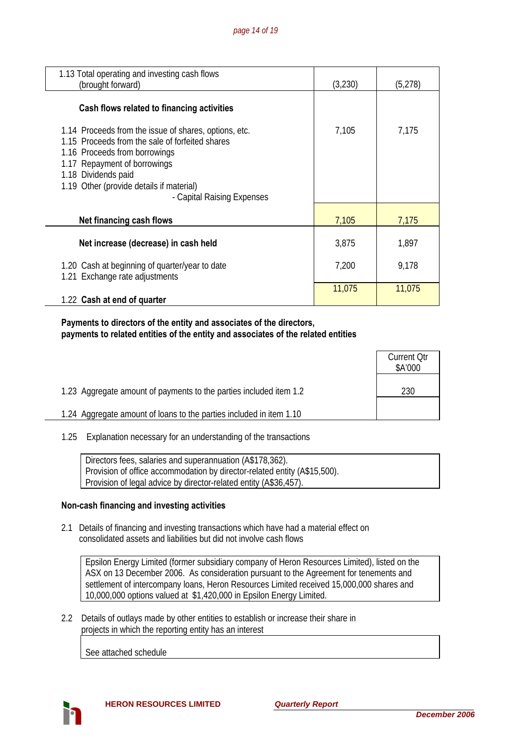| | | |
|---|---|---|
| 1.13 Total operating and investing cash flows (brought forward) | (3,230) | (5,278) |
| **Cash flows related to financing activities** | | |
| 1.14 Proceeds from the issue of shares, options, etc. | 7,105 | 7,175 |
| 1.15 Proceeds from the sale of forfeited shares | | |
| 1.16 Proceeds from borrowings | | |
| 1.17 Repayment of borrowings | | |
| 1.18 Dividends paid | | |
| 1.19 Other (provide details if material) - Capital Raising Expenses | | |
| **Net financing cash flows** | 7,105 | 7,175 |
| **Net increase (decrease) in cash held** | 3,875 | 1,897 |
| 1.20 Cash at beginning of quarter/year to date | 7,200 | 9,178 |
| 1.21 Exchange rate adjustments | | |
| 1.22 **Cash at end of quarter** | 11,075 | 11,075 |

**Payments to directors of the entity and associates of the directors, payments to related entities of the entity and associates of the related entities**

| | Current Qtr $A'000 |
|---|---|
| 1.23 Aggregate amount of payments to the parties included item 1.2 | 230 |
| 1.24 Aggregate amount of loans to the parties included in item 1.10 | |

1.25 Explanation necessary for an understanding of the transactions

Directors fees, salaries and superannuation (A$178,362).
Provision of office accommodation by director-related entity (A$15,500).
Provision of legal advice by director-related entity (A$36,457).

**Non-cash financing and investing activities**

2.1 Details of financing and investing transactions which have had a material effect on consolidated assets and liabilities but did not involve cash flows

Epsilon Energy Limited (former subsidiary company of Heron Resources Limited), listed on the ASX on 13 December 2006. As consideration pursuant to the Agreement for tenements and settlement of intercompany loans, Heron Resources Limited received 15,000,000 shares and 10,000,000 options valued at $1,420,000 in Epsilon Energy Limited.

2.2 Details of outlays made by other entities to establish or increase their share in projects in which the reporting entity has an interest

See attached schedule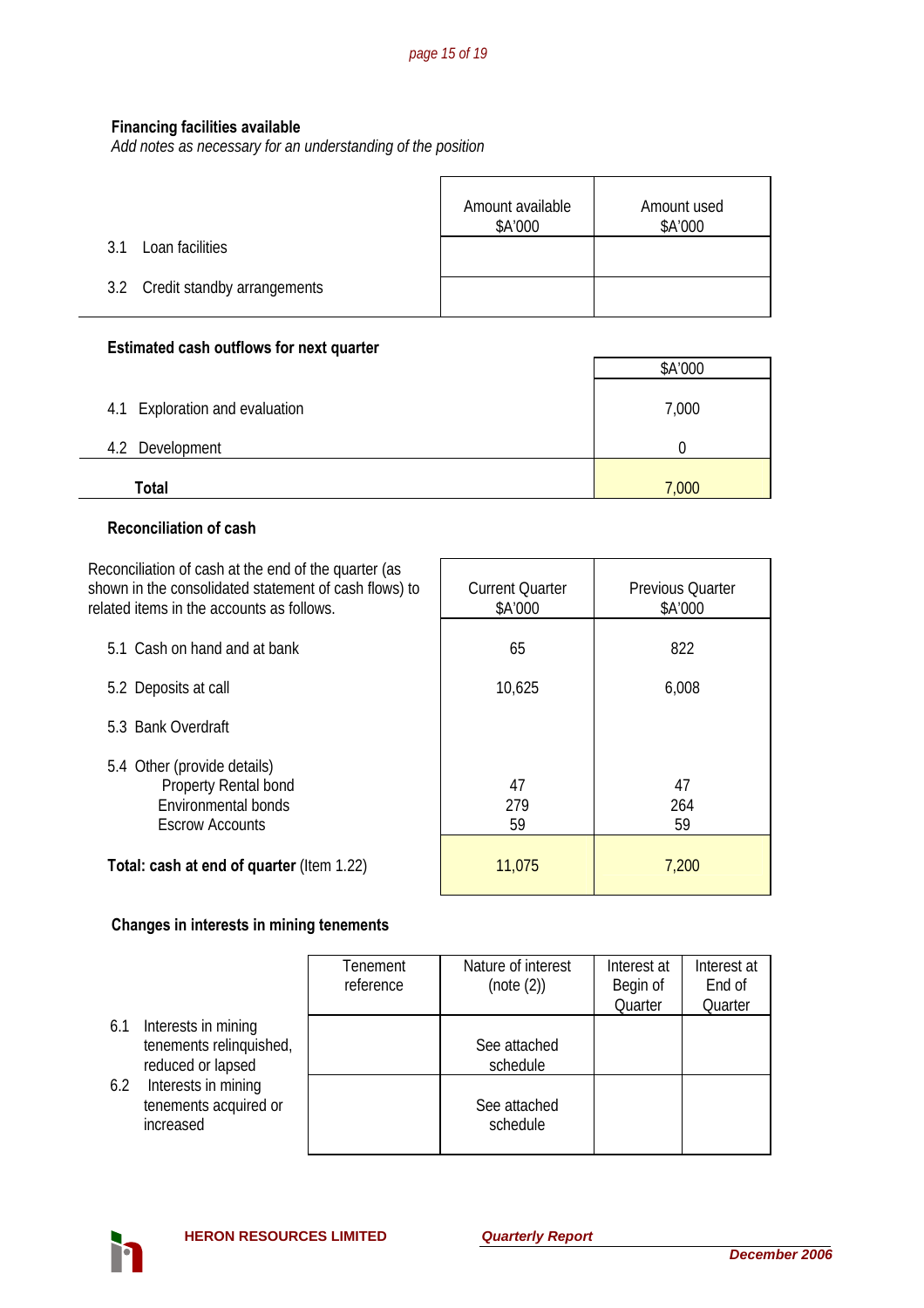**Financing facilities available**
*Add notes as necessary for an understanding of the position*

| | Amount available $A'000 | Amount used $A'000 |
|---|---|---|
| 3.1 Loan facilities | | |
| 3.2 Credit standby arrangements | | |

**Estimated cash outflows for next quarter**

| | $A'000 |
|---|---|
| 4.1 Exploration and evaluation | 7,000 |
| 4.2 Development | 0 |
| **Total** | 7,000 |

**Reconciliation of cash**

| Reconciliation of cash at the end of the quarter (as shown in the consolidated statement of cash flows) to related items in the accounts as follows. | Current Quarter $A'000 | Previous Quarter $A'000 |
|---|---|---|
| 5.1 Cash on hand and at bank | 65 | 822 |
| 5.2 Deposits at call | 10,625 | 6,008 |
| 5.3 Bank Overdraft | | |
| 5.4 Other (provide details) | | |
| Property Rental bond | 47 | 47 |
| Environmental bonds | 279 | 264 |
| Escrow Accounts | 59 | 59 |
| **Total: cash at end of quarter** (Item 1.22) | 11,075 | 7,200 |

**Changes in interests in mining tenements**

| | Tenement reference | Nature of interest (note (2)) | Interest at Begin of Quarter | Interest at End of Quarter |
|---|---|---|---|---|
| 6.1 Interests in mining tenements relinquished, reduced or lapsed | | See attached schedule | | |
| 6.2 Interests in mining tenements acquired or increased | | See attached schedule | | |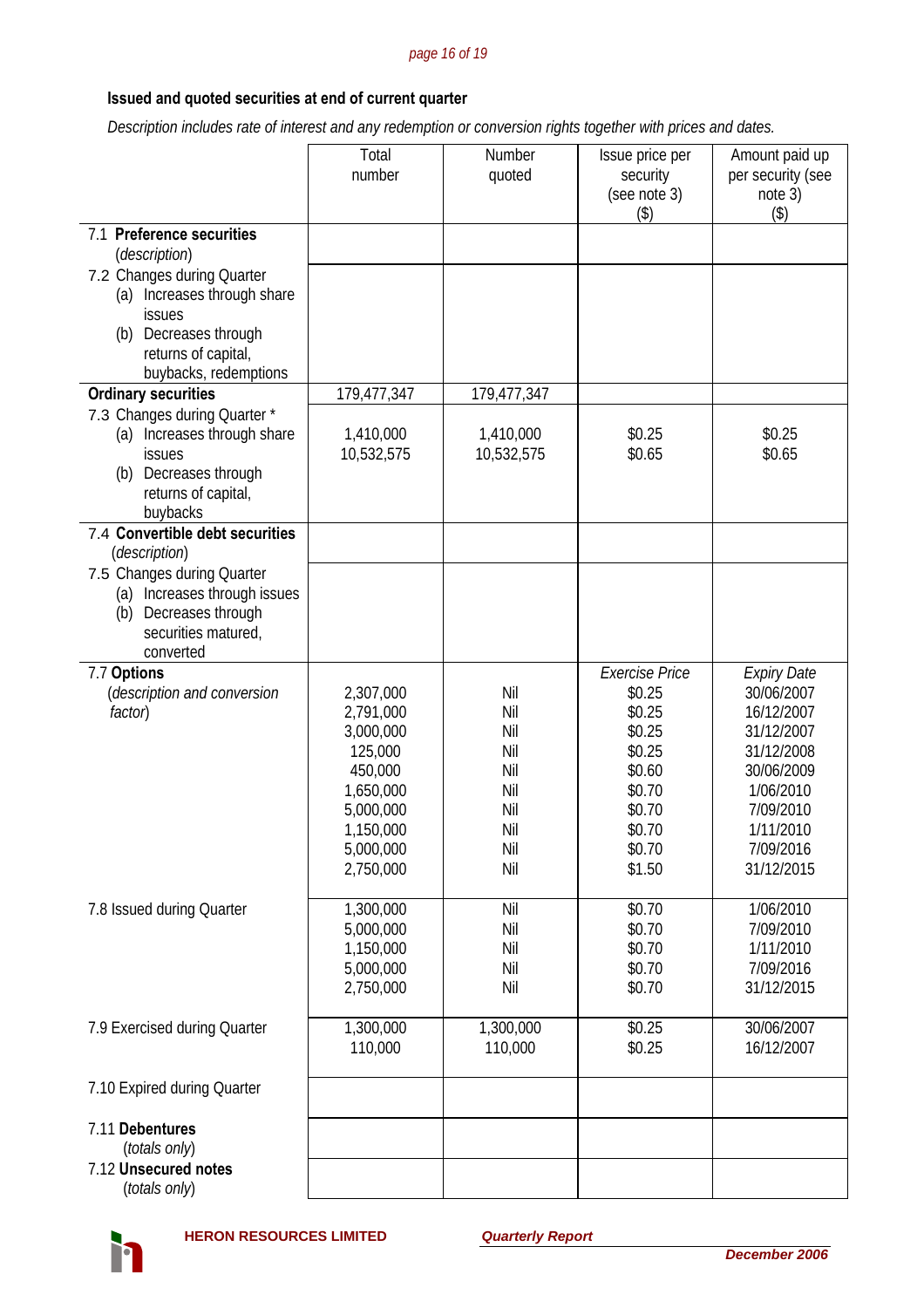## Issued and quoted securities at end of current quarter

*Description includes rate of interest and any redemption or conversion rights together with prices and dates.*

| | Total number | Number quoted | Issue price per security (see note 3) ($) | Amount paid up per security (see note 3) ($) |
|---|---|---|---|---|
| 7.1 **Preference securities** (*description*) | | | | |
| 7.2 Changes during Quarter (a) Increases through share issues (b) Decreases through returns of capital, buybacks, redemptions | | | | |
| **Ordinary securities** | 179,477,347 | 179,477,347 | | |
| 7.3 Changes during Quarter * (a) Increases through share issues (b) Decreases through returns of capital, buybacks | 1,410,000<br>10,532,575 | 1,410,000<br>10,532,575 | $0.25<br>$0.65 | $0.25<br>$0.65 |
| 7.4 **Convertible debt securities** (*description*) | | | | |
| 7.5 Changes during Quarter (a) Increases through issues (b) Decreases through securities matured, converted | | | | |
| 7.7 **Options** (*description and conversion factor*) | <br>2,307,000<br>2,791,000<br>3,000,000<br>125,000<br>450,000<br>1,650,000<br>5,000,000<br>1,150,000<br>5,000,000<br>2,750,000 | <br>Nil<br>Nil<br>Nil<br>Nil<br>Nil<br>Nil<br>Nil<br>Nil<br>Nil<br>Nil | *Exercise Price*<br>$0.25<br>$0.25<br>$0.25<br>$0.25<br>$0.60<br>$0.70<br>$0.70<br>$0.70<br>$0.70<br>$1.50 | *Expiry Date*<br>30/06/2007<br>16/12/2007<br>31/12/2007<br>31/12/2008<br>30/06/2009<br>1/06/2010<br>7/09/2010<br>1/11/2010<br>7/09/2016<br>31/12/2015 |
| 7.8 Issued during Quarter | 1,300,000<br>5,000,000<br>1,150,000<br>5,000,000<br>2,750,000 | Nil<br>Nil<br>Nil<br>Nil<br>Nil | $0.70<br>$0.70<br>$0.70<br>$0.70<br>$0.70 | 1/06/2010<br>7/09/2010<br>1/11/2010<br>7/09/2016<br>31/12/2015 |
| 7.9 Exercised during Quarter | 1,300,000<br>110,000 | 1,300,000<br>110,000 | $0.25<br>$0.25 | 30/06/2007<br>16/12/2007 |
| 7.10 Expired during Quarter | | | | |
| 7.11 **Debentures** (*totals only*) | | | | |
| 7.12 **Unsecured notes** (*totals only*) | | | | |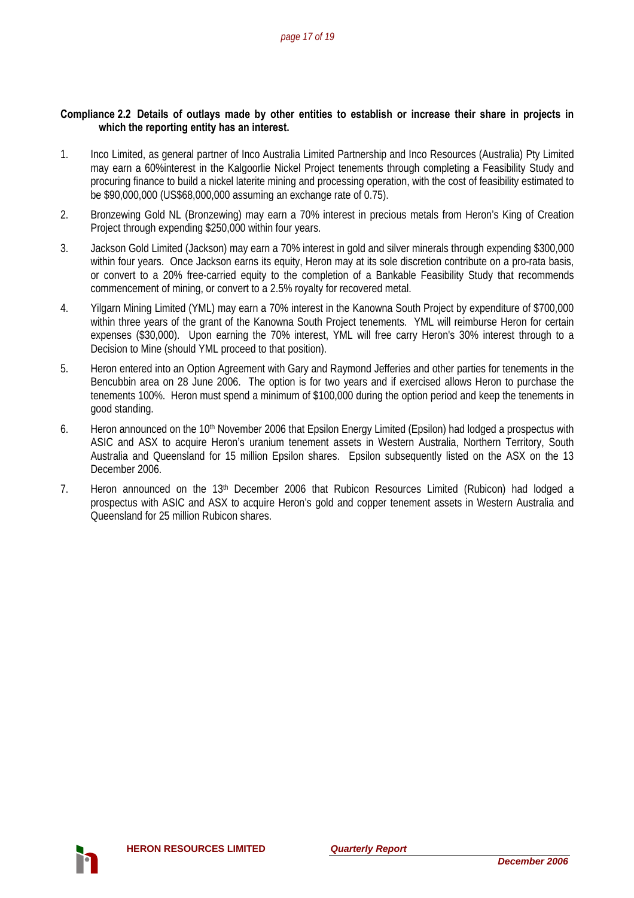**Compliance 2.2 Details of outlays made by other entities to establish or increase their share in projects in which the reporting entity has an interest.**

1. Inco Limited, as general partner of Inco Australia Limited Partnership and Inco Resources (Australia) Pty Limited may earn a 60%interest in the Kalgoorlie Nickel Project tenements through completing a Feasibility Study and procuring finance to build a nickel laterite mining and processing operation, with the cost of feasibility estimated to be $90,000,000 (US$68,000,000 assuming an exchange rate of 0.75).

2. Bronzewing Gold NL (Bronzewing) may earn a 70% interest in precious metals from Heron's King of Creation Project through expending $250,000 within four years.

3. Jackson Gold Limited (Jackson) may earn a 70% interest in gold and silver minerals through expending $300,000 within four years. Once Jackson earns its equity, Heron may at its sole discretion contribute on a pro-rata basis, or convert to a 20% free-carried equity to the completion of a Bankable Feasibility Study that recommends commencement of mining, or convert to a 2.5% royalty for recovered metal.

4. Yilgarn Mining Limited (YML) may earn a 70% interest in the Kanowna South Project by expenditure of $700,000 within three years of the grant of the Kanowna South Project tenements. YML will reimburse Heron for certain expenses ($30,000). Upon earning the 70% interest, YML will free carry Heron's 30% interest through to a Decision to Mine (should YML proceed to that position).

5. Heron entered into an Option Agreement with Gary and Raymond Jefferies and other parties for tenements in the Bencubbin area on 28 June 2006. The option is for two years and if exercised allows Heron to purchase the tenements 100%. Heron must spend a minimum of $100,000 during the option period and keep the tenements in good standing.

6. Heron announced on the 10th November 2006 that Epsilon Energy Limited (Epsilon) had lodged a prospectus with ASIC and ASX to acquire Heron's uranium tenement assets in Western Australia, Northern Territory, South Australia and Queensland for 15 million Epsilon shares. Epsilon subsequently listed on the ASX on the 13 December 2006.

7. Heron announced on the 13th December 2006 that Rubicon Resources Limited (Rubicon) had lodged a prospectus with ASIC and ASX to acquire Heron's gold and copper tenement assets in Western Australia and Queensland for 25 million Rubicon shares.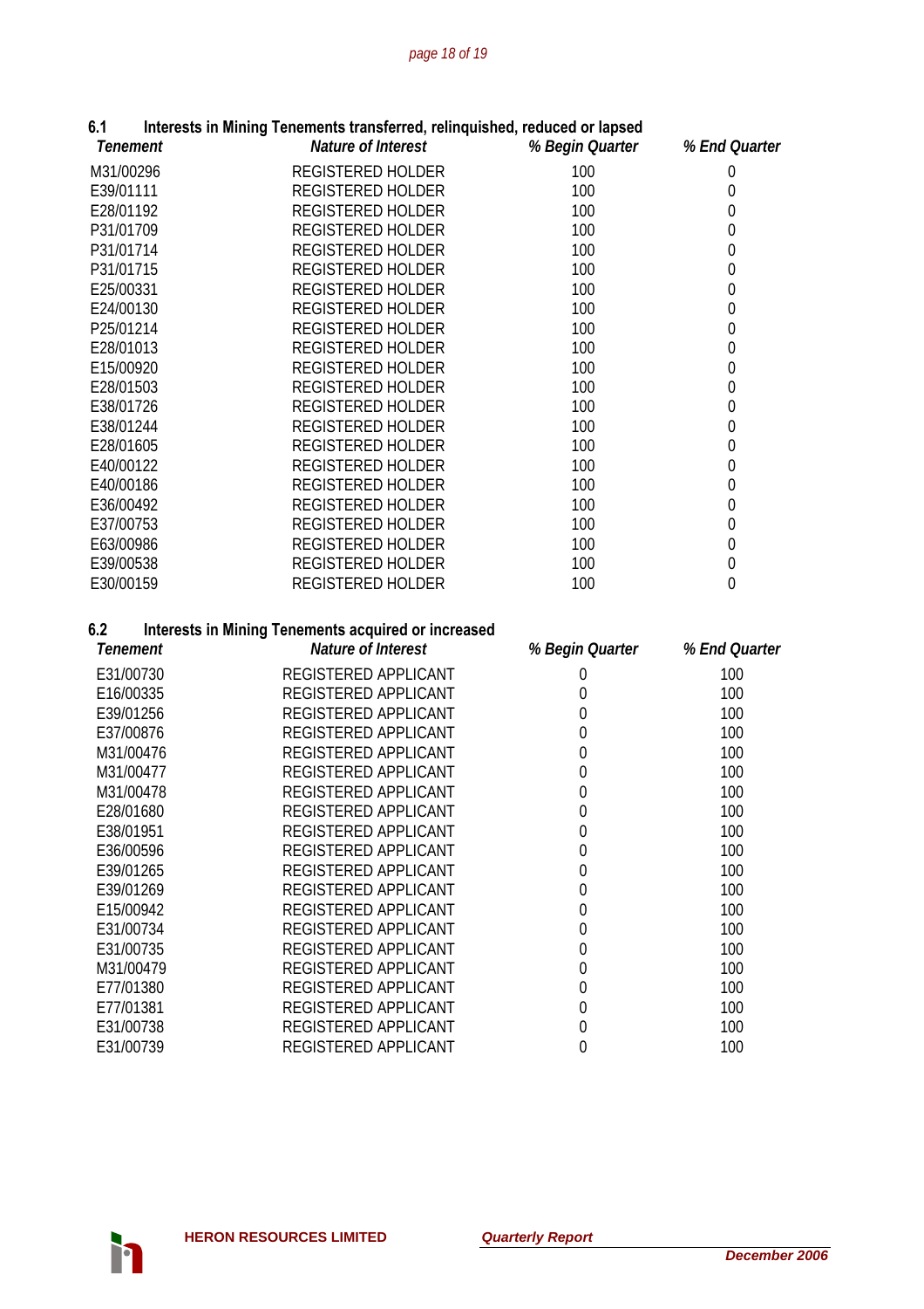### 6.1 Interests in Mining Tenements transferred, relinquished, reduced or lapsed

| *Tenement* | *Nature of Interest* | *% Begin Quarter* | *% End Quarter* |
|---|---|---|---|
| M31/00296 | REGISTERED HOLDER | 100 | 0 |
| E39/01111 | REGISTERED HOLDER | 100 | 0 |
| E28/01192 | REGISTERED HOLDER | 100 | 0 |
| P31/01709 | REGISTERED HOLDER | 100 | 0 |
| P31/01714 | REGISTERED HOLDER | 100 | 0 |
| P31/01715 | REGISTERED HOLDER | 100 | 0 |
| E25/00331 | REGISTERED HOLDER | 100 | 0 |
| E24/00130 | REGISTERED HOLDER | 100 | 0 |
| P25/01214 | REGISTERED HOLDER | 100 | 0 |
| E28/01013 | REGISTERED HOLDER | 100 | 0 |
| E15/00920 | REGISTERED HOLDER | 100 | 0 |
| E28/01503 | REGISTERED HOLDER | 100 | 0 |
| E38/01726 | REGISTERED HOLDER | 100 | 0 |
| E38/01244 | REGISTERED HOLDER | 100 | 0 |
| E28/01605 | REGISTERED HOLDER | 100 | 0 |
| E40/00122 | REGISTERED HOLDER | 100 | 0 |
| E40/00186 | REGISTERED HOLDER | 100 | 0 |
| E36/00492 | REGISTERED HOLDER | 100 | 0 |
| E37/00753 | REGISTERED HOLDER | 100 | 0 |
| E63/00986 | REGISTERED HOLDER | 100 | 0 |
| E39/00538 | REGISTERED HOLDER | 100 | 0 |
| E30/00159 | REGISTERED HOLDER | 100 | 0 |

### 6.2 Interests in Mining Tenements acquired or increased

| *Tenement* | *Nature of Interest* | *% Begin Quarter* | *% End Quarter* |
|---|---|---|---|
| E31/00730 | REGISTERED APPLICANT | 0 | 100 |
| E16/00335 | REGISTERED APPLICANT | 0 | 100 |
| E39/01256 | REGISTERED APPLICANT | 0 | 100 |
| E37/00876 | REGISTERED APPLICANT | 0 | 100 |
| M31/00476 | REGISTERED APPLICANT | 0 | 100 |
| M31/00477 | REGISTERED APPLICANT | 0 | 100 |
| M31/00478 | REGISTERED APPLICANT | 0 | 100 |
| E28/01680 | REGISTERED APPLICANT | 0 | 100 |
| E38/01951 | REGISTERED APPLICANT | 0 | 100 |
| E36/00596 | REGISTERED APPLICANT | 0 | 100 |
| E39/01265 | REGISTERED APPLICANT | 0 | 100 |
| E39/01269 | REGISTERED APPLICANT | 0 | 100 |
| E15/00942 | REGISTERED APPLICANT | 0 | 100 |
| E31/00734 | REGISTERED APPLICANT | 0 | 100 |
| E31/00735 | REGISTERED APPLICANT | 0 | 100 |
| M31/00479 | REGISTERED APPLICANT | 0 | 100 |
| E77/01380 | REGISTERED APPLICANT | 0 | 100 |
| E77/01381 | REGISTERED APPLICANT | 0 | 100 |
| E31/00738 | REGISTERED APPLICANT | 0 | 100 |
| E31/00739 | REGISTERED APPLICANT | 0 | 100 |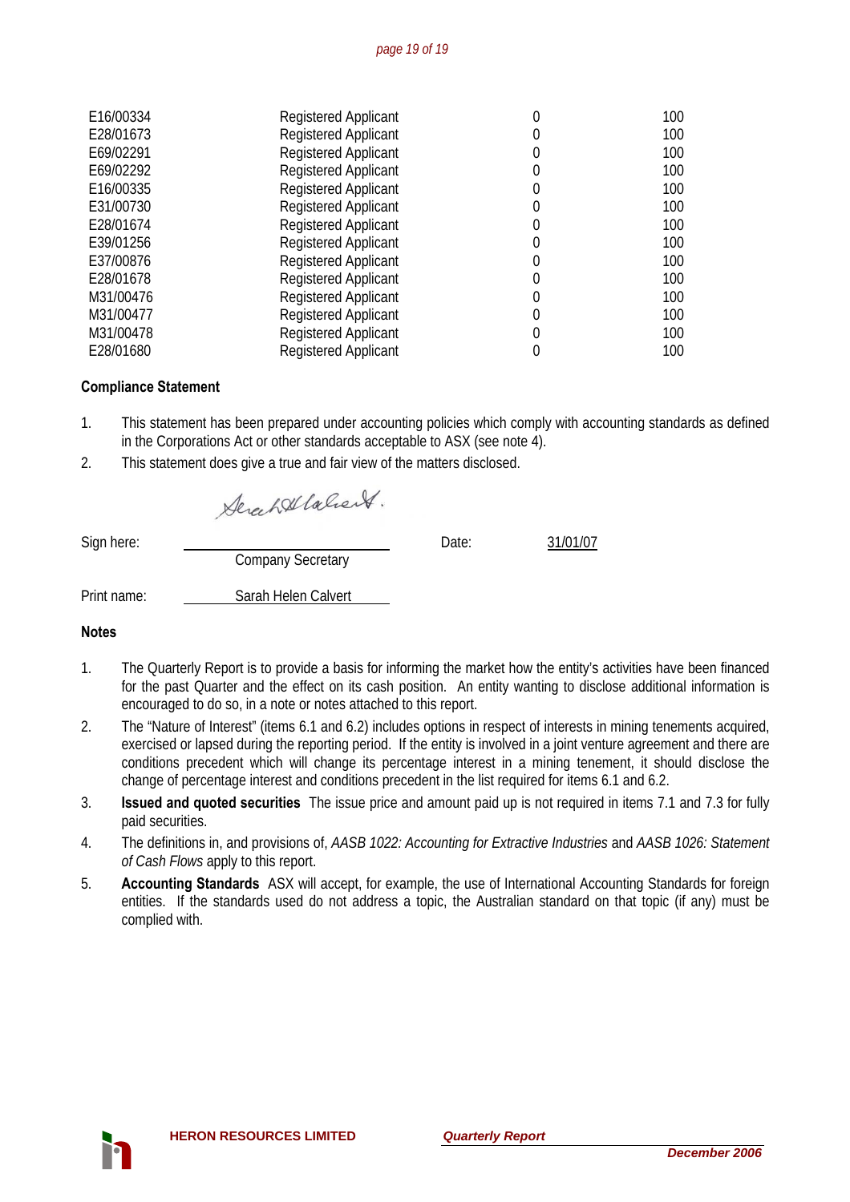| | | | |
|---|---|---|---|
| E16/00334 | Registered Applicant | 0 | 100 |
| E28/01673 | Registered Applicant | 0 | 100 |
| E69/02291 | Registered Applicant | 0 | 100 |
| E69/02292 | Registered Applicant | 0 | 100 |
| E16/00335 | Registered Applicant | 0 | 100 |
| E31/00730 | Registered Applicant | 0 | 100 |
| E28/01674 | Registered Applicant | 0 | 100 |
| E39/01256 | Registered Applicant | 0 | 100 |
| E37/00876 | Registered Applicant | 0 | 100 |
| E28/01678 | Registered Applicant | 0 | 100 |
| M31/00476 | Registered Applicant | 0 | 100 |
| M31/00477 | Registered Applicant | 0 | 100 |
| M31/00478 | Registered Applicant | 0 | 100 |
| E28/01680 | Registered Applicant | 0 | 100 |

**Compliance Statement**

1. This statement has been prepared under accounting policies which comply with accounting standards as defined in the Corporations Act or other standards acceptable to ASX (see note 4).
2. This statement does give a true and fair view of the matters disclosed.

Sign here: ____________________ Date: 31/01/07
Company Secretary

Print name: Sarah Helen Calvert

**Notes**

1. The Quarterly Report is to provide a basis for informing the market how the entity's activities have been financed for the past Quarter and the effect on its cash position. An entity wanting to disclose additional information is encouraged to do so, in a note or notes attached to this report.
2. The "Nature of Interest" (items 6.1 and 6.2) includes options in respect of interests in mining tenements acquired, exercised or lapsed during the reporting period. If the entity is involved in a joint venture agreement and there are conditions precedent which will change its percentage interest in a mining tenement, it should disclose the change of percentage interest and conditions precedent in the list required for items 6.1 and 6.2.
3. **Issued and quoted securities** The issue price and amount paid up is not required in items 7.1 and 7.3 for fully paid securities.
4. The definitions in, and provisions of, *AASB 1022: Accounting for Extractive Industries* and *AASB 1026: Statement of Cash Flows* apply to this report.
5. **Accounting Standards** ASX will accept, for example, the use of International Accounting Standards for foreign entities. If the standards used do not address a topic, the Australian standard on that topic (if any) must be complied with.